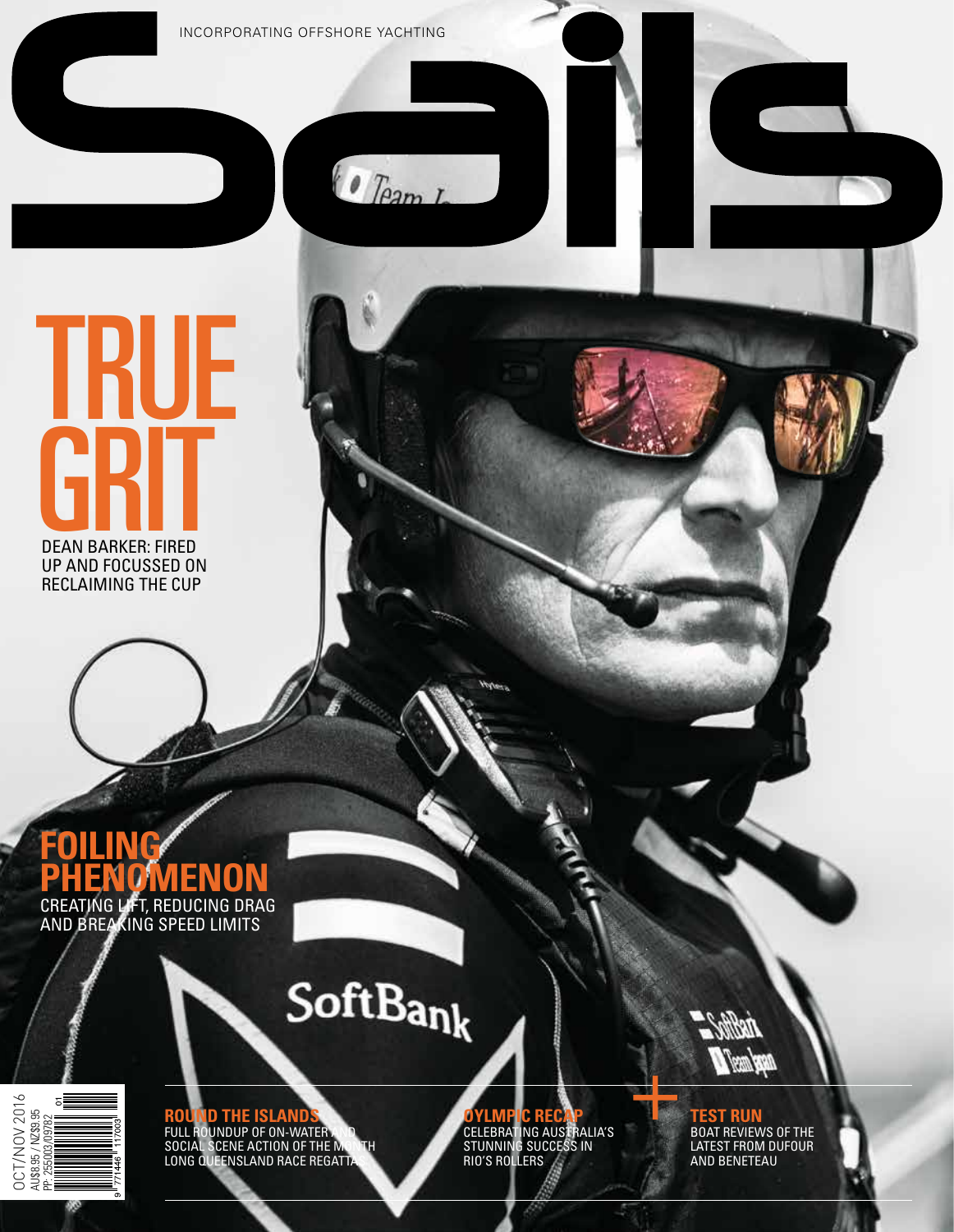INCORPORATING OFFSHORE YACHTING

# Sails

# TRUE GRIT

DEAN BARKER: FIRED UP AND FOCUSSED ON RECLAIMING THE CUP

## FOILING PHENOMENON

CREATING LIFT, REDUCING DRAG AND BREAKING SPEED LIMITS

### ROUND THE ISLANDS

FULL ROUNDUP OF ON-WATER AND SOCIAL SCENE ACTION OF THE MONTH LONG QUEENSLAND RACE REGATTAS

### OYLMPIC RECAP

CELEBRATING AUSTRALIA'S STUNNING SUCCESS IN RIO'S ROLLERS

### TEST RUN

BOAT REVIEWS OF THE LATEST FROM DUFOUR AND BENETEAU

OCT/NOV 2016
AU$8.95 / NZ$9.95
PP: 255003/09782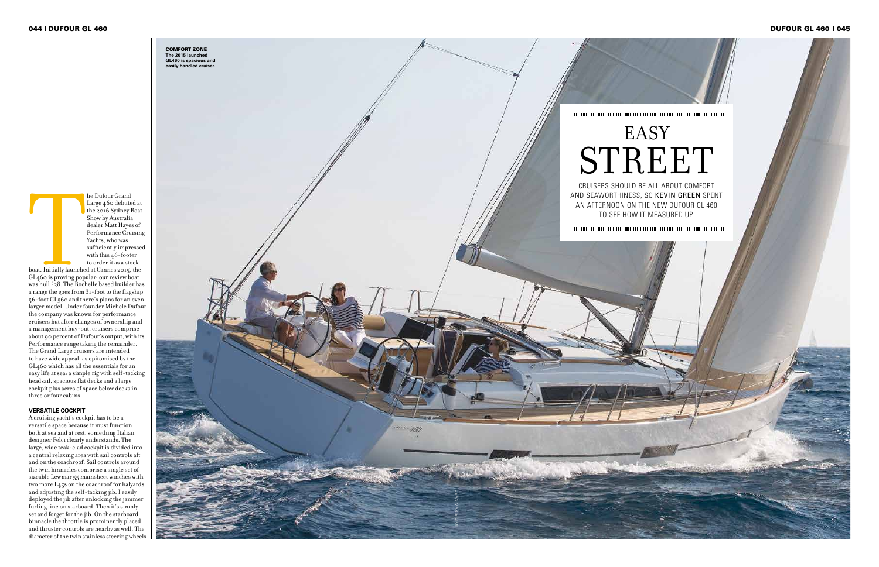# EASY STREET

CRUISERS SHOULD BE ALL ABOUT COMFORT AND SEAWORTHINESS, SO **KEVIN GREEN** SPENT AN AFTERNOON ON THE NEW DUFOUR GL 460 TO SEE HOW IT MEASURED UP.

**COMFORT ZONE**
**The 2015 launched GL460 is spacious and easily handled cruiser.**

The Dufour Grand Large 460 debuted at the 2016 Sydney Boat Show by Australia dealer Matt Hayes of Performance Cruising Yachts, who was sufficiently impressed with this 46-footer to order it as a stock boat. Initially launched at Cannes 2015, the GL460 is proving popular; our review boat was hull #28. The Rochelle based builder has a range the goes from 31-foot to the flagship 56-foot GL560 and there's plans for an even larger model. Under founder Michele Dufour the company was known for performance cruisers but after changes of ownership and a management buy-out, cruisers comprise about 90 percent of Dufour's output, with its Performance range taking the remainder. The Grand Large cruisers are intended to have wide appeal, as epitomised by the GL460 which has all the essentials for an easy life at sea: a simple rig with self-tacking headsail, spacious flat decks and a large cockpit plus acres of space below decks in three or four cabins.

### VERSATILE COCKPIT

A cruising yacht's cockpit has to be a versatile space because it must function both at sea and at rest, something Italian designer Felci clearly understands. The large, wide teak-clad cockpit is divided into a central relaxing area with sail controls aft and on the coachroof. Sail controls around the twin binnacles comprise a single set of sizeable Lewmar 55 mainsheet winches with two more L45s on the coachroof for halyards and adjusting the self-tacking jib. I easily deployed the jib after unlocking the jammer furling line on starboard. Then it's simply set and forget for the jib. On the starboard binnacle the throttle is prominently placed and thruster controls are nearby as well. The diameter of the twin stainless steering wheels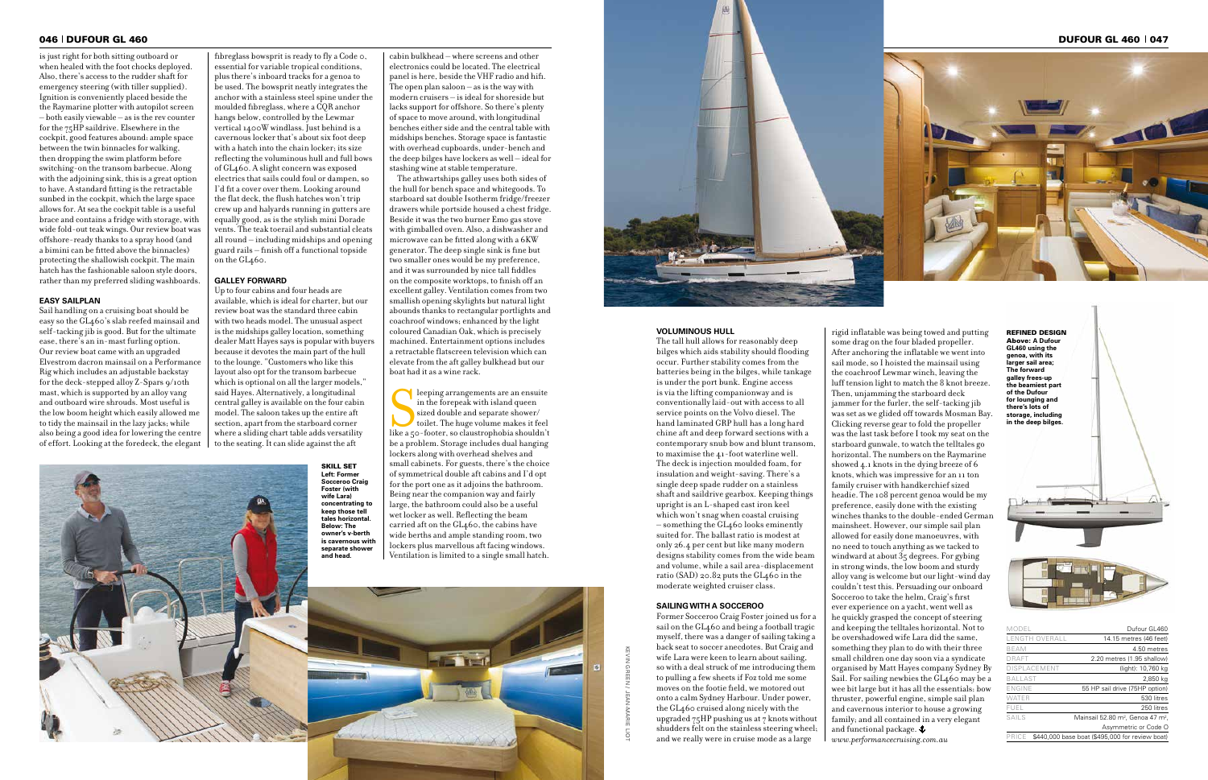is just right for both sitting outboard or when healed with the foot chocks deployed. Also, there's access to the rudder shaft for emergency steering (with tiller supplied). Ignition is conveniently placed beside the the Raymarine plotter with autopilot screen – both easily viewable – as is the rev counter for the 75HP saildrive. Elsewhere in the cockpit, good features abound: ample space between the twin binnacles for walking, then dropping the swim platform before switching-on the transom barbecue. Along with the adjoining sink, this is a great option to have. A standard fitting is the retractable sunbed in the cockpit, which the large space allows for. At sea the cockpit table is a useful brace and contains a fridge with storage, with wide fold-out teak wings. Our review boat was offshore-ready thanks to a spray hood (and a bimini can be fitted above the binnacles) protecting the shallowish cockpit. The main hatch has the fashionable saloon style doors, rather than my preferred sliding washboards.

## EASY SAILPLAN

Sail handling on a cruising boat should be easy so the GL460's slab reefed mainsail and self-tacking jib is good. But for the ultimate ease, there's an in-mast furling option. Our review boat came with an upgraded Elvestrom dacron mainsail on a Performance Rig which includes an adjustable backstay for the deck-stepped alloy Z-Spars 9/10th mast, which is supported by an alloy vang and outboard wire shrouds. Most useful is the low boom height which easily allowed me to tidy the mainsail in the lazy jacks; while also being a good idea for lowering the centre of effort. Looking at the foredeck, the elegant fibreglass bowsprit is ready to fly a Code 0, essential for variable tropical conditions, plus there's inboard tracks for a genoa to be used. The bowsprit neatly integrates the anchor with a stainless steel spine under the moulded fibreglass, where a CQR anchor hangs below, controlled by the Lewmar vertical 1400W windlass. Just behind is a cavernous locker that's about six foot deep with a hatch into the chain locker; its size reflecting the voluminous hull and full bows of GL460. A slight concern was exposed electrics that sails could foul or dampen, so I'd fit a cover over them. Looking around the flat deck, the flush hatches won't trip crew up and halyards running in gutters are equally good, as is the stylish mini Dorade vents. The teak toerail and substantial cleats all round – including midships and opening guard rails – finish off a functional topside on the GL460.

## GALLEY FORWARD

Up to four cabins and four heads are available, which is ideal for charter, but our review boat was the standard three cabin with two heads model. The unusual aspect is the midships galley location, something dealer Matt Hayes says is popular with buyers because it devotes the main part of the hull to the lounge. "Customers who like this layout also opt for the transom barbecue which is optional on all the larger models," said Hayes. Alternatively, a longitudinal central galley is available on the four cabin model. The saloon takes up the entire aft section, apart from the starboard corner where a sliding chart table adds versatility to the seating. It can slide against the aft cabin bulkhead – where screens and other electronics could be located. The electrical panel is here, beside the VHF radio and hifi. The open plan saloon – as is the way with modern cruisers – is ideal for shoreside but lacks support for offshore. So there's plenty of space to move around, with longitudinal benches either side and the central table with midships benches. Storage space is fantastic with overhead cupboards, under-bench and the deep bilges have lockers as well – ideal for stashing wine at stable temperature.

The athwartships galley uses both sides of the hull for bench space and whitegoods. To starboard sat double Isotherm fridge/freezer drawers while portside housed a chest fridge. Beside it was the two burner Eno gas stove with gimballed oven. Also, a dishwasher and microwave can be fitted along with a 6KW generator. The deep single sink is fine but two smaller ones would be my preference, and it was surrounded by nice tall fiddles on the composite worktops, to finish off an excellent galley. Ventilation comes from two smallish opening skylights but natural light abounds thanks to rectangular portlights and coachroof windows; enhanced by the light coloured Canadian Oak, which is precisely machined. Entertainment options includes a retractable flatscreen television which can elevate from the aft galley bulkhead but our boat had it as a wine rack.

Sleeping arrangements are an ensuite in the forepeak with island queen sized double and separate shower/toilet. The huge volume makes it feel like a 50-footer, so claustrophobia shouldn't be a problem. Storage includes dual hanging lockers along with overhead shelves and small cabinets. For guests, there's the choice of symmetrical double aft cabins and I'd opt for the port one as it adjoins the bathroom. Being near the companion way and fairly large, the bathroom could also be a useful wet locker as well. Reflecting the beam carried aft on the GL460, the cabins have wide berths and ample standing room, two lockers plus marvellous aft facing windows. Ventilation is limited to a single small hatch.

**SKILL SET Left: Former Socceroo Craig Foster (with wife Lara) concentrating to keep those tell tales horizontal. Below: The owner's v-berth is cavernous with separate shower and head.**

KEVIN GREEN / JEAN-MARIE LIOT

## VOLUMINOUS HULL

The tall hull allows for reasonably deep bilges which aids stability should flooding occur. Further stability comes from the batteries being in the bilges, while tankage is under the port bunk. Engine access is via the lifting companionway and is conventionally laid-out with access to all service points on the Volvo diesel. The hand laminated GRP hull has a long hard chine aft and deep forward sections with a contemporary snub bow and blunt transom, to maximise the 41-foot waterline well. The deck is injection moulded foam, for insulation and weight-saving. There's a single deep spade rudder on a stainless shaft and saildrive gearbox. Keeping things upright is an L-shaped cast iron keel which won't snag when coastal cruising – something the GL460 looks eminently suited for. The ballast ratio is modest at only 26.4 per cent but like many modern designs stability comes from the wide beam and volume, while a sail area-displacement ratio (SAD) 20.82 puts the GL460 in the moderate weighted cruiser class.

## SAILING WITH A SOCCEROO

Former Socceroo Craig Foster joined us for a sail on the GL460 and being a football tragic myself, there was a danger of sailing taking a back seat to soccer anecdotes. But Craig and wife Lara were keen to learn about sailing, so with a deal struck of me introducing them to pulling a few sheets if Foz told me some moves on the footie field, we motored out onto a calm Sydney Harbour. Under power, the GL460 cruised along nicely with the upgraded 75HP pushing us at 7 knots without shudders felt on the stainless steering wheel; and we really were in cruise mode as a large rigid inflatable was being towed and putting some drag on the four bladed propeller. After anchoring the inflatable we went into sail mode, so I hoisted the mainsail using the coachroof Lewmar winch, leaving the luff tension light to match the 8 knot breeze. Then, unjamming the starboard deck jammer for the furler, the self-tacking jib was set as we glided off towards Mosman Bay. Clicking reverse gear to fold the propeller was the last task before I took my seat on the starboard gunwale, to watch the telltales go horizontal. The numbers on the Raymarine showed 4.1 knots in the dying breeze of 6 knots, which was impressive for an 11 ton family cruiser with handkerchief sized headie. The 108 percent genoa would be my preference, easily done with the existing winches thanks to the double-ended German mainsheet. However, our simple sail plan allowed for easily done manoeuvres, with no need to touch anything as we tacked to windward at about 35 degrees. For gybing in strong winds, the low boom and sturdy alloy vang is welcome but our light-wind day couldn't test this. Persuading our onboard Socceroo to take the helm, Craig's first ever experience on a yacht, went well as he quickly grasped the concept of steering and keeping the telltales horizontal. Not to be overshadowed wife Lara did the same, something they plan to do with their three small children one day soon via a syndicate organised by Matt Hayes company Sydney By Sail. For sailing newbies the GL460 may be a wee bit large but it has all the essentials: bow thruster, powerful engine, simple sail plan and cavernous interior to house a growing family; and all contained in a very elegant and functional package.

*www.performancecruising.com.au*

**REFINED DESIGN Above: A Dufour GL460 using the genoa, with its larger sail area; The forward galley frees-up the beamiest part of the Dufour for lounging and there's lots of storage, including in the deep bilges.**

| | |
|---|---|
| MODEL | Dufour GL460 |
| LENGTH OVERALL | 14.15 metres (46 feet) |
| BEAM | 4.50 metres |
| DRAFT | 2.20 metres (1.95 shallow) |
| DISPLACEMENT | (light): 10,760 kg |
| BALLAST | 2,850 kg |
| ENGINE | 55 HP sail drive (75HP option) |
| WATER | 530 litres |
| FUEL | 250 litres |
| SAILS | Mainsail 52.80 m², Genoa 47 m², Asymmetric or Code O |
| PRICE | $440,000 base boat ($495,000 for review boat) |